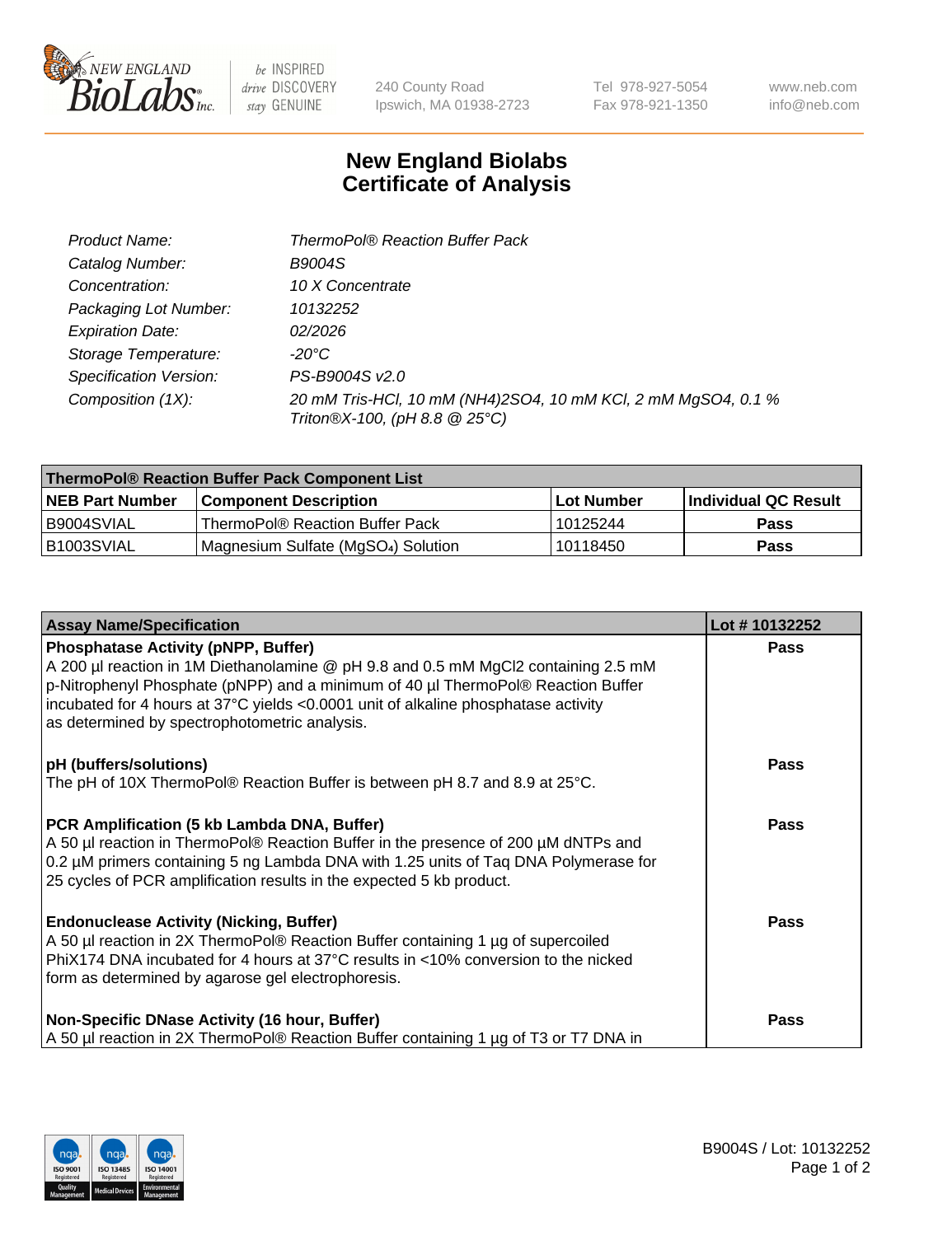New England Biolabs Inc. — be INSPIRED drive DISCOVERY stay GENUINE

240 County Road
Ipswich, MA 01938-2723

Tel 978-927-5054
Fax 978-921-1350

www.neb.com
info@neb.com

# New England Biolabs
# Certificate of Analysis

| | |
|---|---|
| *Product Name:* | *ThermoPol® Reaction Buffer Pack* |
| *Catalog Number:* | *B9004S* |
| *Concentration:* | *10 X Concentrate* |
| *Packaging Lot Number:* | *10132252* |
| *Expiration Date:* | *02/2026* |
| *Storage Temperature:* | *-20°C* |
| *Specification Version:* | *PS-B9004S v2.0* |
| *Composition (1X):* | *20 mM Tris-HCl, 10 mM $(NH_4)_2SO_4$, 10 mM KCl, 2 mM $MgSO_4$, 0.1 % Triton®X-100, (pH 8.8 @ 25°C)* |

| ThermoPol® Reaction Buffer Pack Component List | | | |
|---|---|---|---|
| **NEB Part Number** | **Component Description** | **Lot Number** | **Individual QC Result** |
| B9004SVIAL | ThermoPol® Reaction Buffer Pack | 10125244 | **Pass** |
| B1003SVIAL | Magnesium Sulfate ($MgSO_4$) Solution | 10118450 | **Pass** |

| Assay Name/Specification | Lot # 10132252 |
|---|---|
| **Phosphatase Activity (pNPP, Buffer)**<br>A 200 µl reaction in 1M Diethanolamine @ pH 9.8 and 0.5 mM $MgCl_2$ containing 2.5 mM p-Nitrophenyl Phosphate (pNPP) and a minimum of 40 µl ThermoPol® Reaction Buffer incubated for 4 hours at 37°C yields <0.0001 unit of alkaline phosphatase activity as determined by spectrophotometric analysis. | **Pass** |
| **pH (buffers/solutions)**<br>The pH of 10X ThermoPol® Reaction Buffer is between pH 8.7 and 8.9 at 25°C. | **Pass** |
| **PCR Amplification (5 kb Lambda DNA, Buffer)**<br>A 50 µl reaction in ThermoPol® Reaction Buffer in the presence of 200 µM dNTPs and 0.2 µM primers containing 5 ng Lambda DNA with 1.25 units of Taq DNA Polymerase for 25 cycles of PCR amplification results in the expected 5 kb product. | **Pass** |
| **Endonuclease Activity (Nicking, Buffer)**<br>A 50 µl reaction in 2X ThermoPol® Reaction Buffer containing 1 µg of supercoiled PhiX174 DNA incubated for 4 hours at 37°C results in <10% conversion to the nicked form as determined by agarose gel electrophoresis. | **Pass** |
| **Non-Specific DNase Activity (16 hour, Buffer)**<br>A 50 µl reaction in 2X ThermoPol® Reaction Buffer containing 1 µg of T3 or T7 DNA in | **Pass** |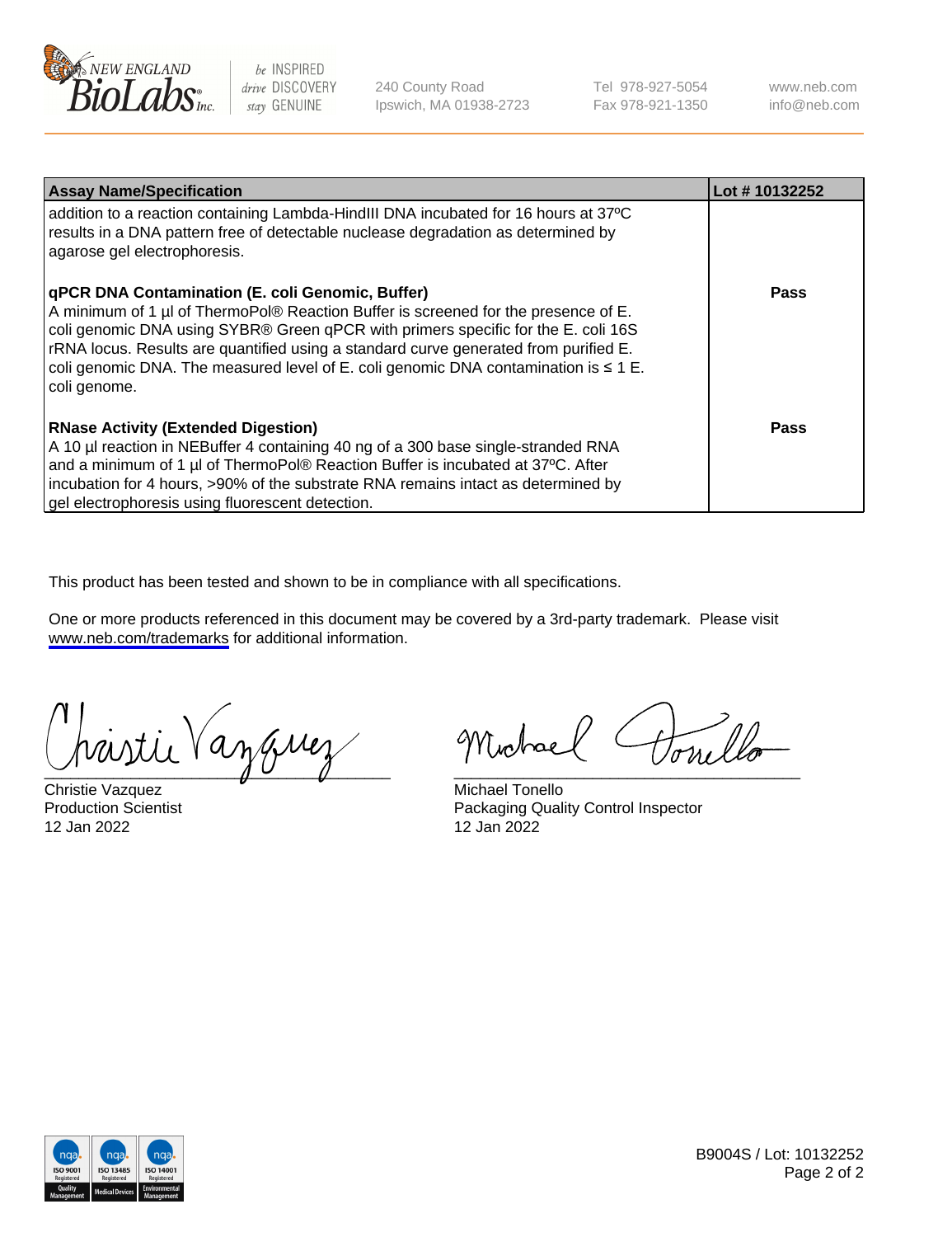| Assay Name/Specification | Lot # 10132252 |
| --- | --- |
| addition to a reaction containing Lambda-HindIII DNA incubated for 16 hours at 37ºC results in a DNA pattern free of detectable nuclease degradation as determined by agarose gel electrophoresis. | |
| **qPCR DNA Contamination (E. coli Genomic, Buffer)**<br>A minimum of 1 µl of ThermoPol® Reaction Buffer is screened for the presence of E. coli genomic DNA using SYBR® Green qPCR with primers specific for the E. coli 16S rRNA locus. Results are quantified using a standard curve generated from purified E. coli genomic DNA. The measured level of E. coli genomic DNA contamination is ≤ 1 E. coli genome. | **Pass** |
| **RNase Activity (Extended Digestion)**<br>A 10 µl reaction in NEBuffer 4 containing 40 ng of a 300 base single-stranded RNA and a minimum of 1 µl of ThermoPol® Reaction Buffer is incubated at 37ºC. After incubation for 4 hours, >90% of the substrate RNA remains intact as determined by gel electrophoresis using fluorescent detection. | **Pass** |

This product has been tested and shown to be in compliance with all specifications.

One or more products referenced in this document may be covered by a 3rd-party trademark. Please visit www.neb.com/trademarks for additional information.

Christie Vazquez
Production Scientist
12 Jan 2022

Michael Tonello
Packaging Quality Control Inspector
12 Jan 2022

B9004S / Lot: 10132252